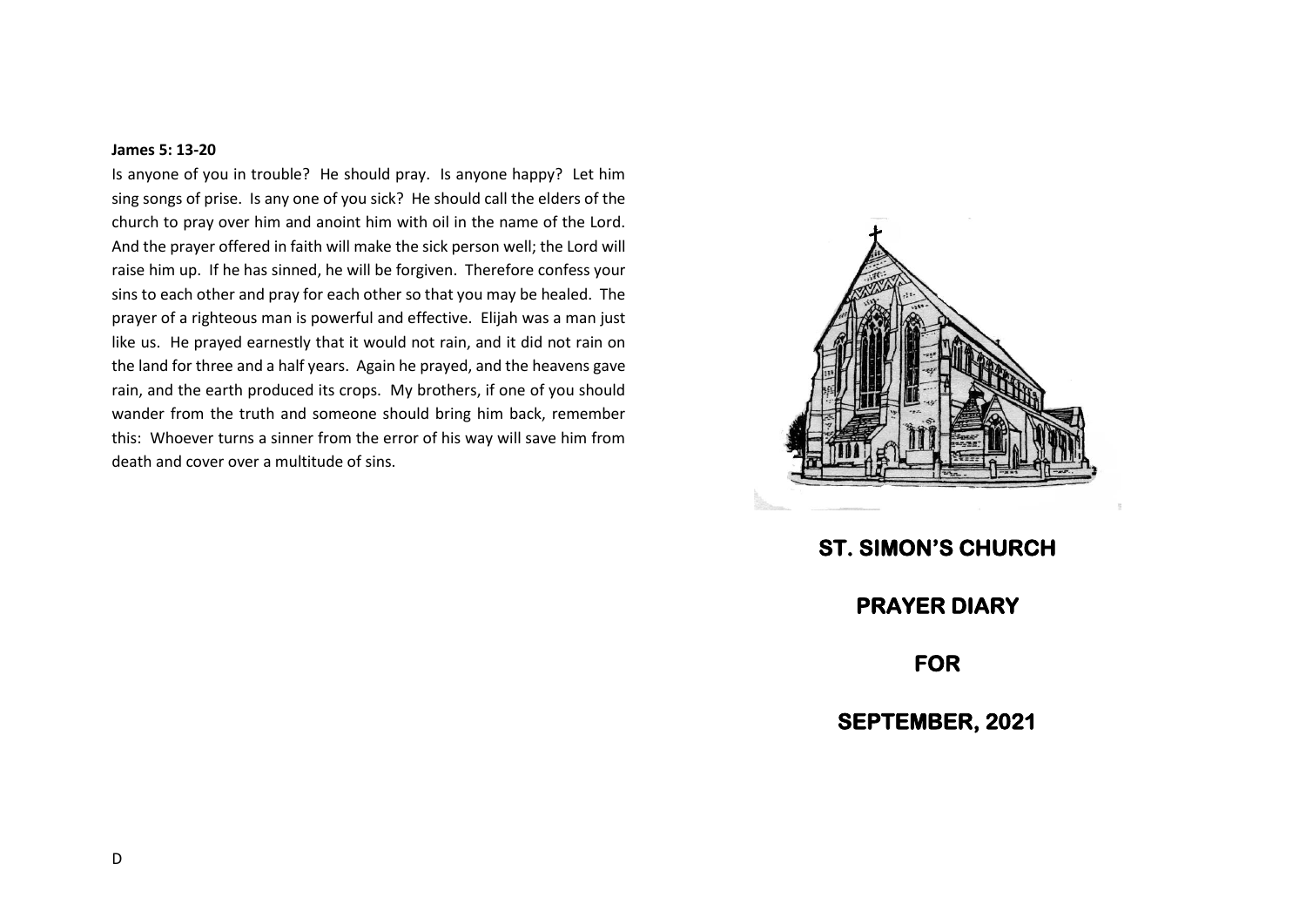**James 5: 13-20**

Is anyone of you in trouble? He should pray. Is anyone happy? Let him sing songs of prise. Is any one of you sick? He should call the elders of the church to pray over him and anoint him with oil in the name of the Lord. And the prayer offered in faith will make the sick person well; the Lord will raise him up. If he has sinned, he will be forgiven. Therefore confess your sins to each other and pray for each other so that you may be healed. The prayer of a righteous man is powerful and effective. Elijah was a man just like us. He prayed earnestly that it would not rain, and it did not rain on the land for three and a half years. Again he prayed, and the heavens gave rain, and the earth produced its crops. My brothers, if one of you should wander from the truth and someone should bring him back, remember this: Whoever turns a sinner from the error of his way will save him from death and cover over a multitude of sins.

D

# ST. SIMON'S CHURCH

# PRAYER DIARY

# FOR

# SEPTEMBER, 2021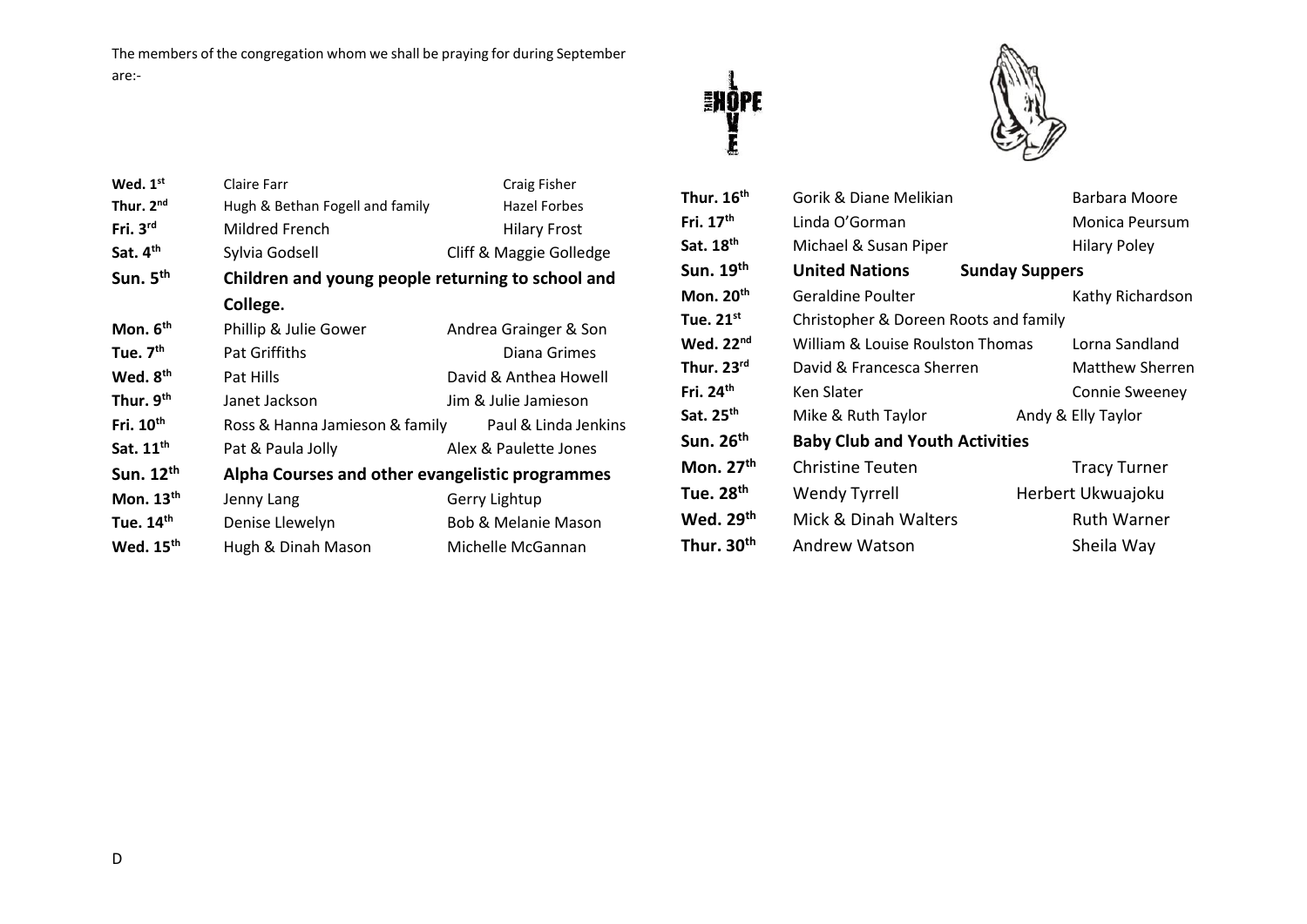The members of the congregation whom we shall be praying for during September are:-

| | | |
|---|---|---|
| **Wed. 1st** | Claire Farr | Craig Fisher |
| **Thur. 2nd** | Hugh & Bethan Fogell and family | Hazel Forbes |
| **Fri. 3rd** | Mildred French | Hilary Frost |
| **Sat. 4th** | Sylvia Godsell | Cliff & Maggie Golledge |
| **Sun. 5th** | **Children and young people returning to school and College.** | |
| **Mon. 6th** | Phillip & Julie Gower | Andrea Grainger & Son |
| **Tue. 7th** | Pat Griffiths | Diana Grimes |
| **Wed. 8th** | Pat Hills | David & Anthea Howell |
| **Thur. 9th** | Janet Jackson | Jim & Julie Jamieson |
| **Fri. 10th** | Ross & Hanna Jamieson & family | Paul & Linda Jenkins |
| **Sat. 11th** | Pat & Paula Jolly | Alex & Paulette Jones |
| **Sun. 12th** | **Alpha Courses and other evangelistic programmes** | |
| **Mon. 13th** | Jenny Lang | Gerry Lightup |
| **Tue. 14th** | Denise Llewelyn | Bob & Melanie Mason |
| **Wed. 15th** | Hugh & Dinah Mason | Michelle McGannan |
| **Thur. 16th** | Gorik & Diane Melikian | Barbara Moore |
| **Fri. 17th** | Linda O'Gorman | Monica Peursum |
| **Sat. 18th** | Michael & Susan Piper | Hilary Poley |
| **Sun. 19th** | **United Nations** | **Sunday Suppers** |
| **Mon. 20th** | Geraldine Poulter | Kathy Richardson |
| **Tue. 21st** | Christopher & Doreen Roots and family | |
| **Wed. 22nd** | William & Louise Roulston Thomas | Lorna Sandland |
| **Thur. 23rd** | David & Francesca Sherren | Matthew Sherren |
| **Fri. 24th** | Ken Slater | Connie Sweeney |
| **Sat. 25th** | Mike & Ruth Taylor | Andy & Elly Taylor |
| **Sun. 26th** | **Baby Club and Youth Activities** | |
| **Mon. 27th** | Christine Teuten | Tracy Turner |
| **Tue. 28th** | Wendy Tyrrell | Herbert Ukwuajoku |
| **Wed. 29th** | Mick & Dinah Walters | Ruth Warner |
| **Thur. 30th** | Andrew Watson | Sheila Way |